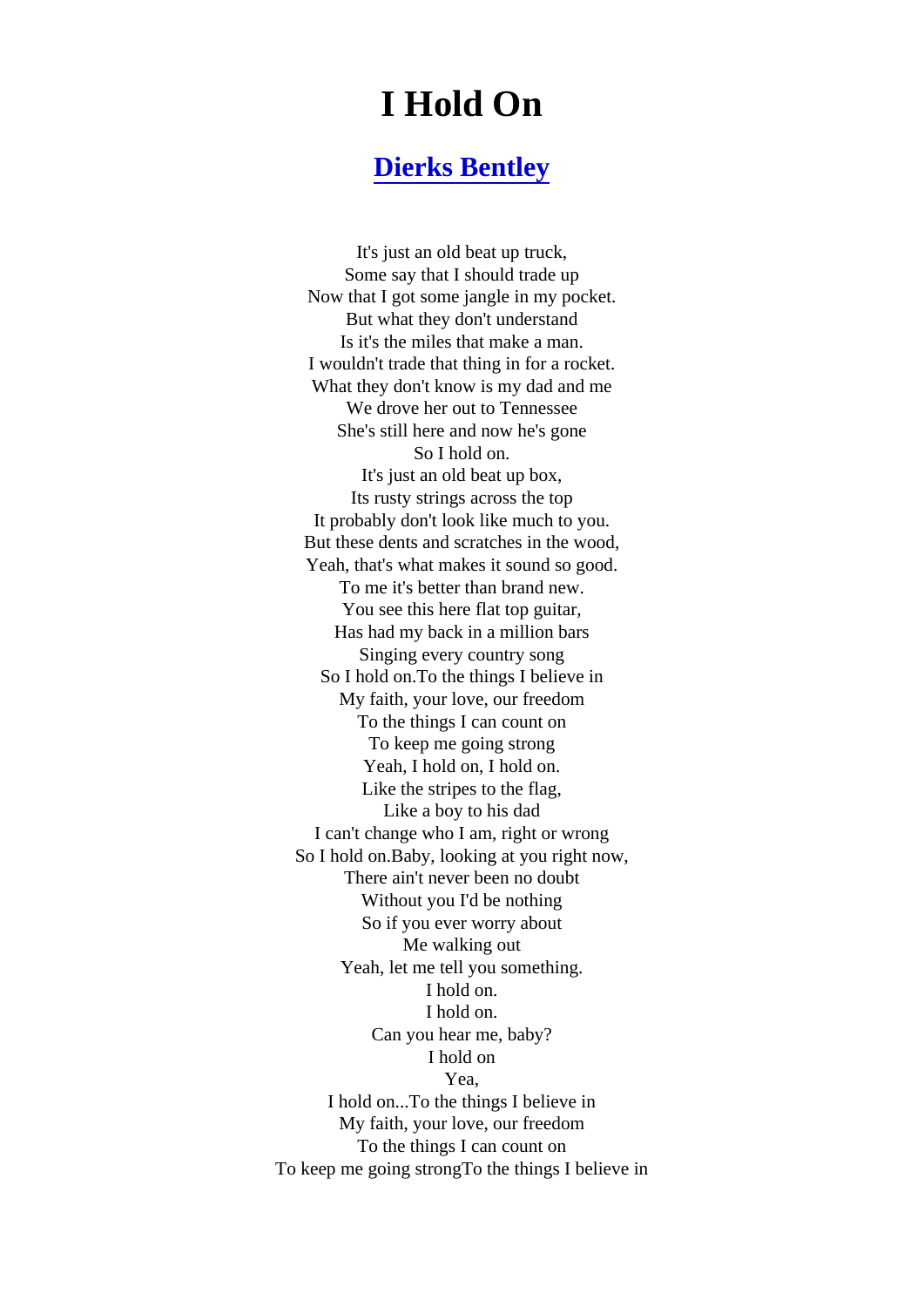# I Hold On

## Dierks Bentley

It's just an old beat up truck,  
Some say that I should trade up  
Now that I got some jangle in my pocket.  
But what they don't understand  
Is it's the miles that make a man.  
I wouldn't trade that thing in for a rocket.  
What they don't know is my dad and me  
We drove her out to Tennessee  
She's still here and now he's gone  
So I hold on.  
It's just an old beat up box,  
Its rusty strings across the top  
It probably don't look like much to you.  
But these dents and scratches in the wood,  
Yeah, that's what makes it sound so good.  
To me it's better than brand new.  
You see this here flat top guitar,  
Has had my back in a million bars  
Singing every country song  
So I hold on.To the things I believe in  
My faith, your love, our freedom  
To the things I can count on  
To keep me going strong  
Yeah, I hold on, I hold on.  
Like the stripes to the flag,  
Like a boy to his dad  
I can't change who I am, right or wrong  
So I hold on.Baby, looking at you right now,  
There ain't never been no doubt  
Without you I'd be nothing  
So if you ever worry about  
Me walking out  
Yeah, let me tell you something.  
I hold on.  
I hold on.  
Can you hear me, baby?  
I hold on  
Yea,  
I hold on...To the things I believe in  
My faith, your love, our freedom  
To the things I can count on  
To keep me going strongTo the things I believe in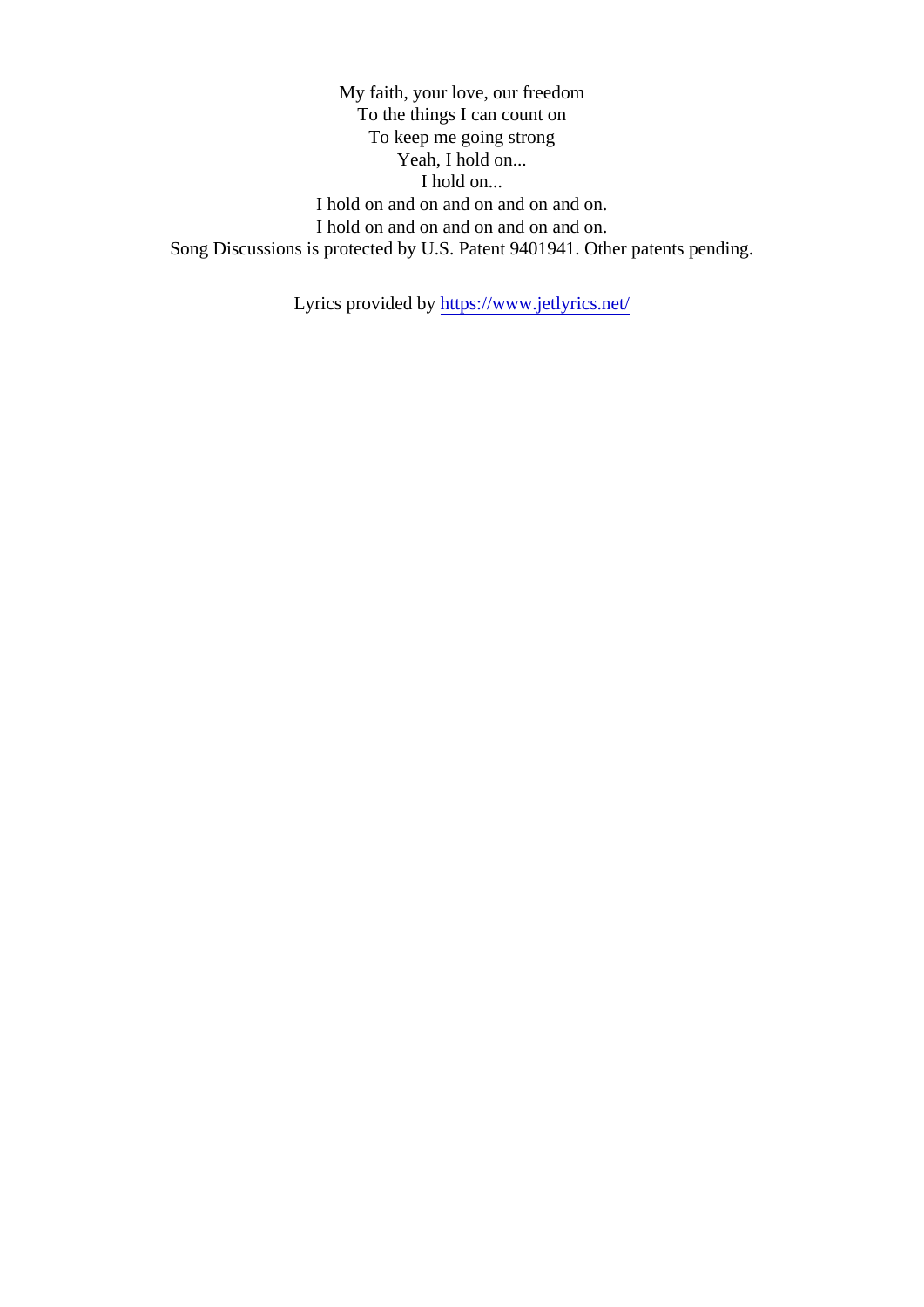My faith, your love, our freedom
To the things I can count on
To keep me going strong
Yeah, I hold on...
I hold on...
I hold on and on and on and on and on.
I hold on and on and on and on and on.
Song Discussions is protected by U.S. Patent 9401941. Other patents pending.

Lyrics provided by https://www.jetlyrics.net/